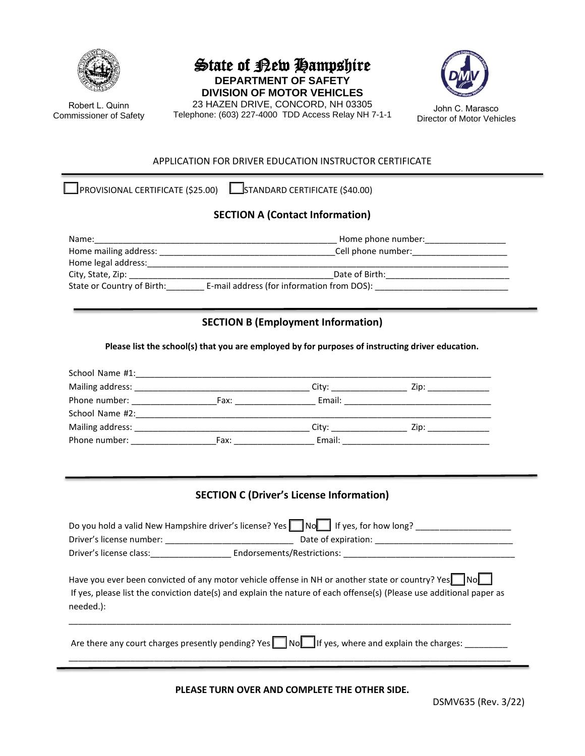State of New Hampshire
**DEPARTMENT OF SAFETY**
**DIVISION OF MOTOR VEHICLES**
23 HAZEN DRIVE, CONCORD, NH 03305
Telephone: (603) 227-4000 TDD Access Relay NH 7-1-1

Robert L. Quinn
Commissioner of Safety

John C. Marasco
Director of Motor Vehicles

# APPLICATION FOR DRIVER EDUCATION INSTRUCTOR CERTIFICATE

☐ PROVISIONAL CERTIFICATE ($25.00) ☐ STANDARD CERTIFICATE ($40.00)

## SECTION A (Contact Information)

Name:_______________________________________________ Home phone number:________________

Home mailing address: ___________________________________Cell phone number:___________________

Home legal address:_________________________________________________________________________

City, State, Zip: _________________________________________Date of Birth:________________________

State or Country of Birth:________ E-mail address (for information from DOS): __________________________

## SECTION B (Employment Information)

**Please list the school(s) that you are employed by for purposes of instructing driver education.**

School Name #1:____________________________________________________________________________

Mailing address: ___________________________________ City: _______________ Zip: ____________

Phone number: _________________Fax: ________________ Email: ______________________________

School Name #2:____________________________________________________________________________

Mailing address: ___________________________________ City: _______________ Zip: ____________

Phone number: _________________Fax: ________________ Email: ______________________________

## SECTION C (Driver's License Information)

Do you hold a valid New Hampshire driver's license? Yes ☐ No ☐ If yes, for how long? ____________________

Driver's license number: __________________________ Date of expiration: ____________________________

Driver's license class:_________________ Endorsements/Restrictions: __________________________________

Have you ever been convicted of any motor vehicle offense in NH or another state or country? Yes ☐ No ☐
If yes, please list the conviction date(s) and explain the nature of each offense(s) (Please use additional paper as needed.):

_____________________________________________________________________________________________

Are there any court charges presently pending? Yes ☐ No ☐ If yes, where and explain the charges: _________

_____________________________________________________________________________________________

**PLEASE TURN OVER AND COMPLETE THE OTHER SIDE.**

DSMV635 (Rev. 3/22)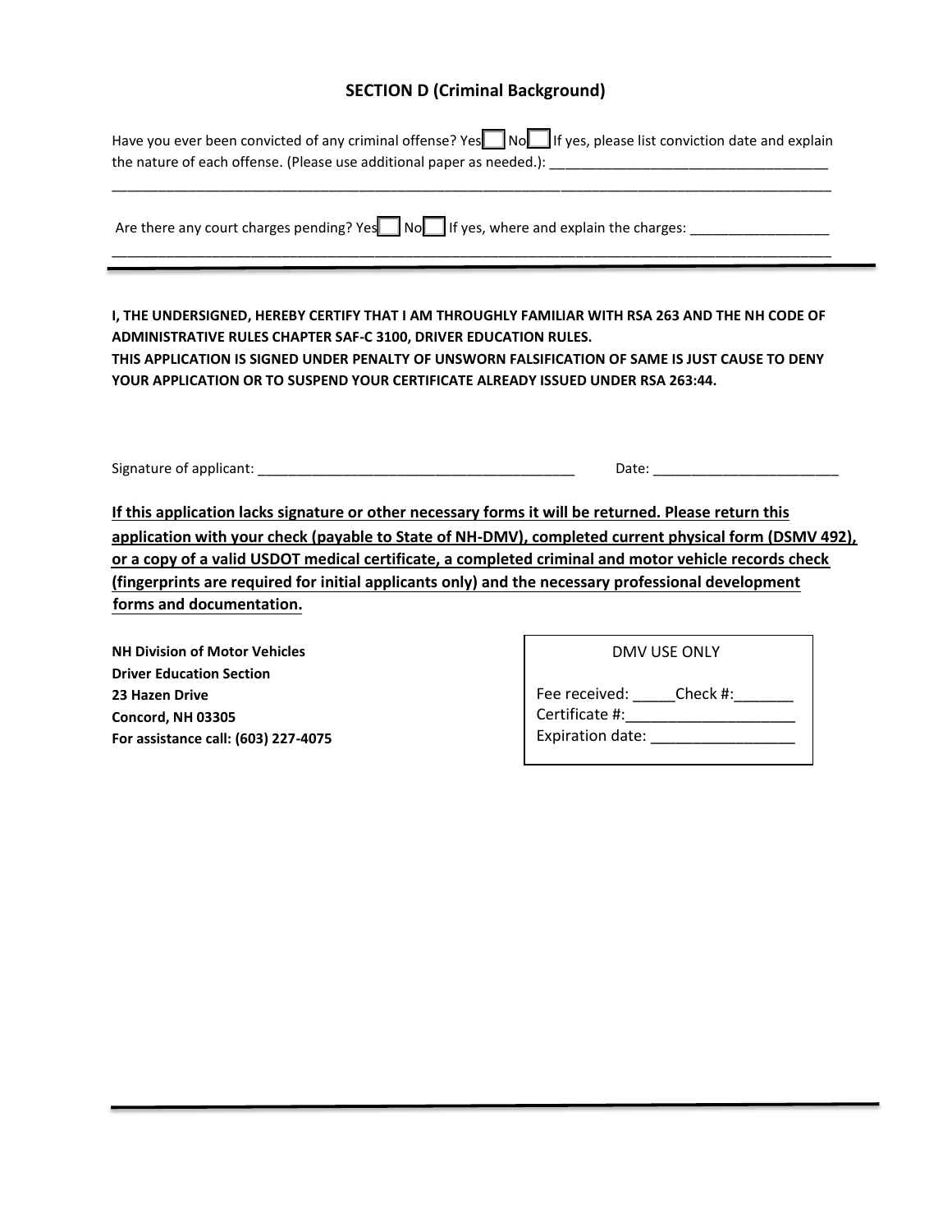## SECTION D (Criminal Background)

Have you ever been convicted of any criminal offense? Yes ☐ No ☐ If yes, please list conviction date and explain the nature of each offense. (Please use additional paper as needed.): ___________________________________

_____________________________________________________________________________________________

Are there any court charges pending? Yes ☐ No ☐ If yes, where and explain the charges: __________________

_____________________________________________________________________________________________

**I, THE UNDERSIGNED, HEREBY CERTIFY THAT I AM THROUGHLY FAMILIAR WITH RSA 263 AND THE NH CODE OF ADMINISTRATIVE RULES CHAPTER SAF-C 3100, DRIVER EDUCATION RULES.**
**THIS APPLICATION IS SIGNED UNDER PENALTY OF UNSWORN FALSIFICATION OF SAME IS JUST CAUSE TO DENY YOUR APPLICATION OR TO SUSPEND YOUR CERTIFICATE ALREADY ISSUED UNDER RSA 263:44.**

Signature of applicant: __________________________________________ Date: ________________________

**If this application lacks signature or other necessary forms it will be returned. Please return this application with your check (payable to State of NH-DMV), completed current physical form (DSMV 492), or a copy of a valid USDOT medical certificate, a completed criminal and motor vehicle records check (fingerprints are required for initial applicants only) and the necessary professional development forms and documentation.**

**NH Division of Motor Vehicles**
**Driver Education Section**
**23 Hazen Drive**
**Concord, NH 03305**
**For assistance call: (603) 227-4075**

DMV USE ONLY

Fee received: _____Check #:_______
Certificate #:____________________
Expiration date: _________________